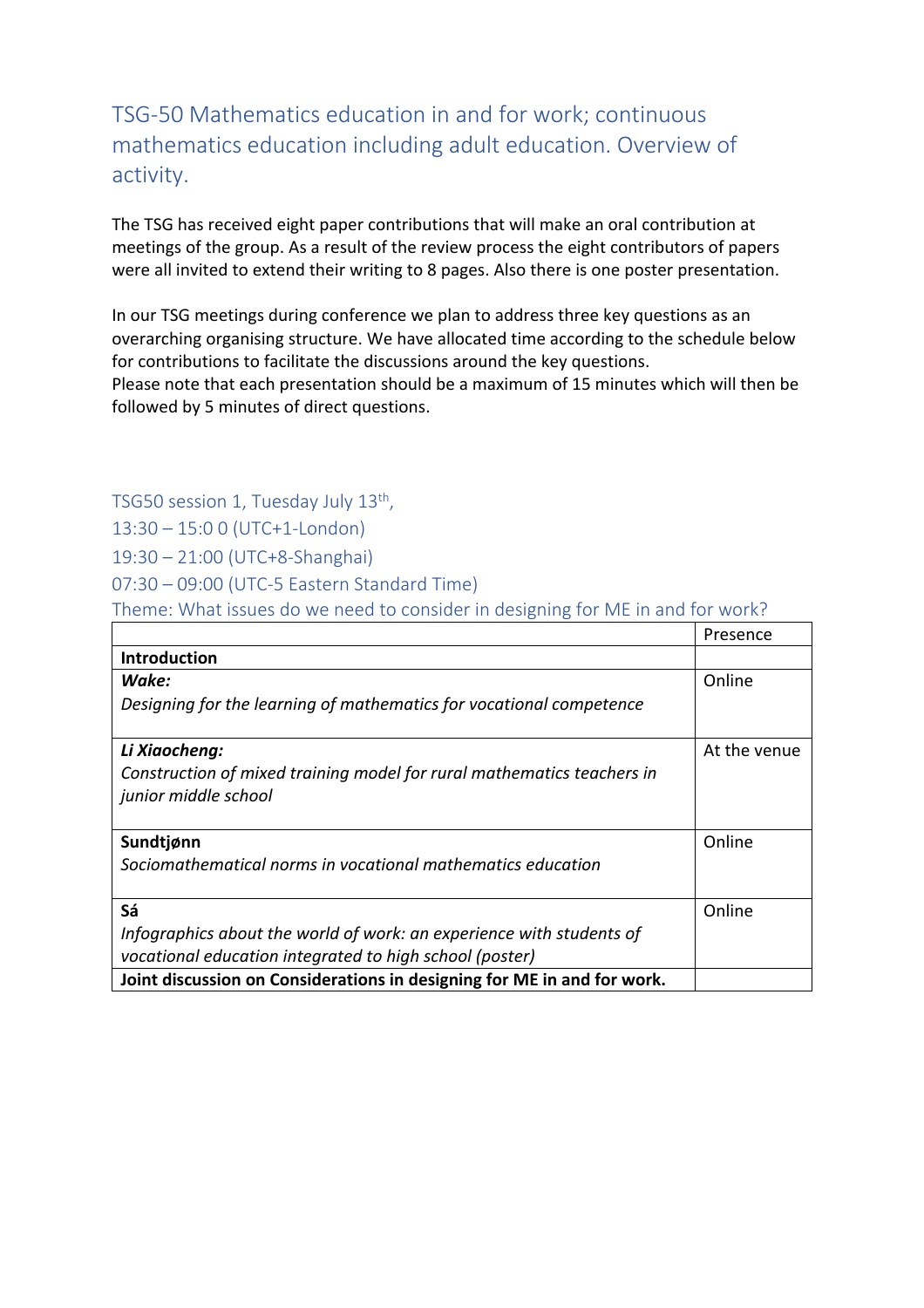# TSG-50 Mathematics education in and for work; continuous mathematics education including adult education. Overview of activity.

The TSG has received eight paper contributions that will make an oral contribution at meetings of the group. As a result of the review process the eight contributors of papers were all invited to extend their writing to 8 pages. Also there is one poster presentation.

In our TSG meetings during conference we plan to address three key questions as an overarching organising structure. We have allocated time according to the schedule below for contributions to facilitate the discussions around the key questions.
Please note that each presentation should be a maximum of 15 minutes which will then be followed by 5 minutes of direct questions.

## TSG50 session 1, Tuesday July 13th,

13:30 – 15:0 0 (UTC+1-London)
19:30 – 21:00 (UTC+8-Shanghai)
07:30 – 09:00 (UTC-5 Eastern Standard Time)
Theme: What issues do we need to consider in designing for ME in and for work?

| | Presence |
|---|---|
| **Introduction** | |
| ***Wake:*** *Designing for the learning of mathematics for vocational competence* | Online |
| ***Li Xiaocheng:*** *Construction of mixed training model for rural mathematics teachers in junior middle school* | At the venue |
| **Sundtjønn** *Sociomathematical norms in vocational mathematics education* | Online |
| **Sá** *Infographics about the world of work: an experience with students of vocational education integrated to high school (poster)* | Online |
| **Joint discussion on Considerations in designing for ME in and for work.** | |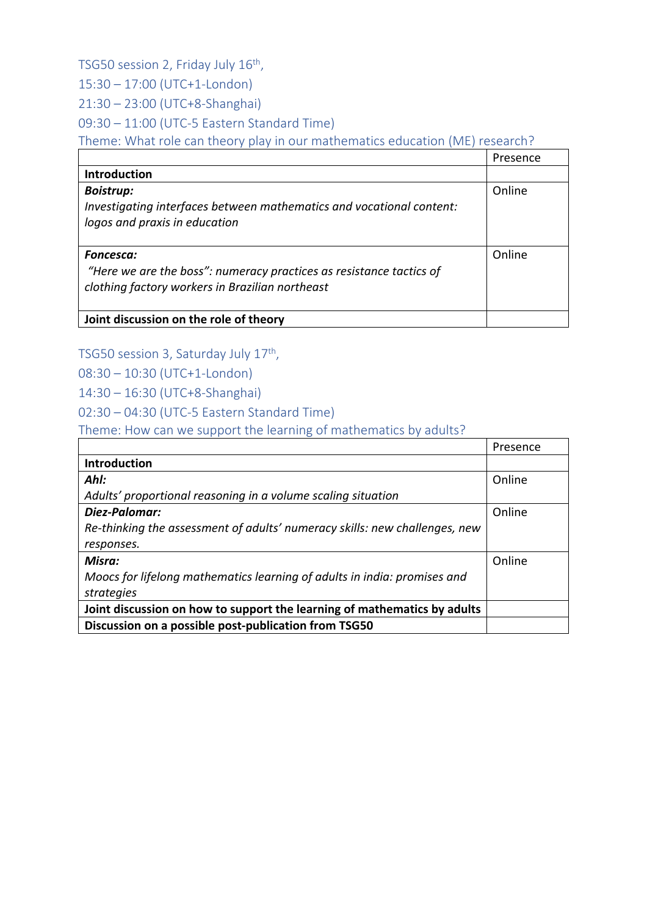TSG50 session 2, Friday July 16th,

15:30 – 17:00 (UTC+1-London)

21:30 – 23:00 (UTC+8-Shanghai)

09:30 – 11:00 (UTC-5 Eastern Standard Time)

Theme: What role can theory play in our mathematics education (ME) research?

| | Presence |
|---|---|
| **Introduction** | |
| ***Boistrup:***<br>*Investigating interfaces between mathematics and vocational content: logos and praxis in education* | Online |
| ***Foncesca:***<br>*"Here we are the boss": numeracy practices as resistance tactics of clothing factory workers in Brazilian northeast* | Online |
| **Joint discussion on the role of theory** | |

TSG50 session 3, Saturday July 17th,

08:30 – 10:30 (UTC+1-London)

14:30 – 16:30 (UTC+8-Shanghai)

02:30 – 04:30 (UTC-5 Eastern Standard Time)

Theme: How can we support the learning of mathematics by adults?

| | Presence |
|---|---|
| **Introduction** | |
| ***Ahl:***<br>*Adults' proportional reasoning in a volume scaling situation* | Online |
| ***Diez-Palomar:***<br>*Re-thinking the assessment of adults' numeracy skills: new challenges, new responses.* | Online |
| ***Misra:***<br>*Moocs for lifelong mathematics learning of adults in india: promises and strategies* | Online |
| **Joint discussion on how to support the learning of mathematics by adults** | |
| **Discussion on a possible post-publication from TSG50** | |